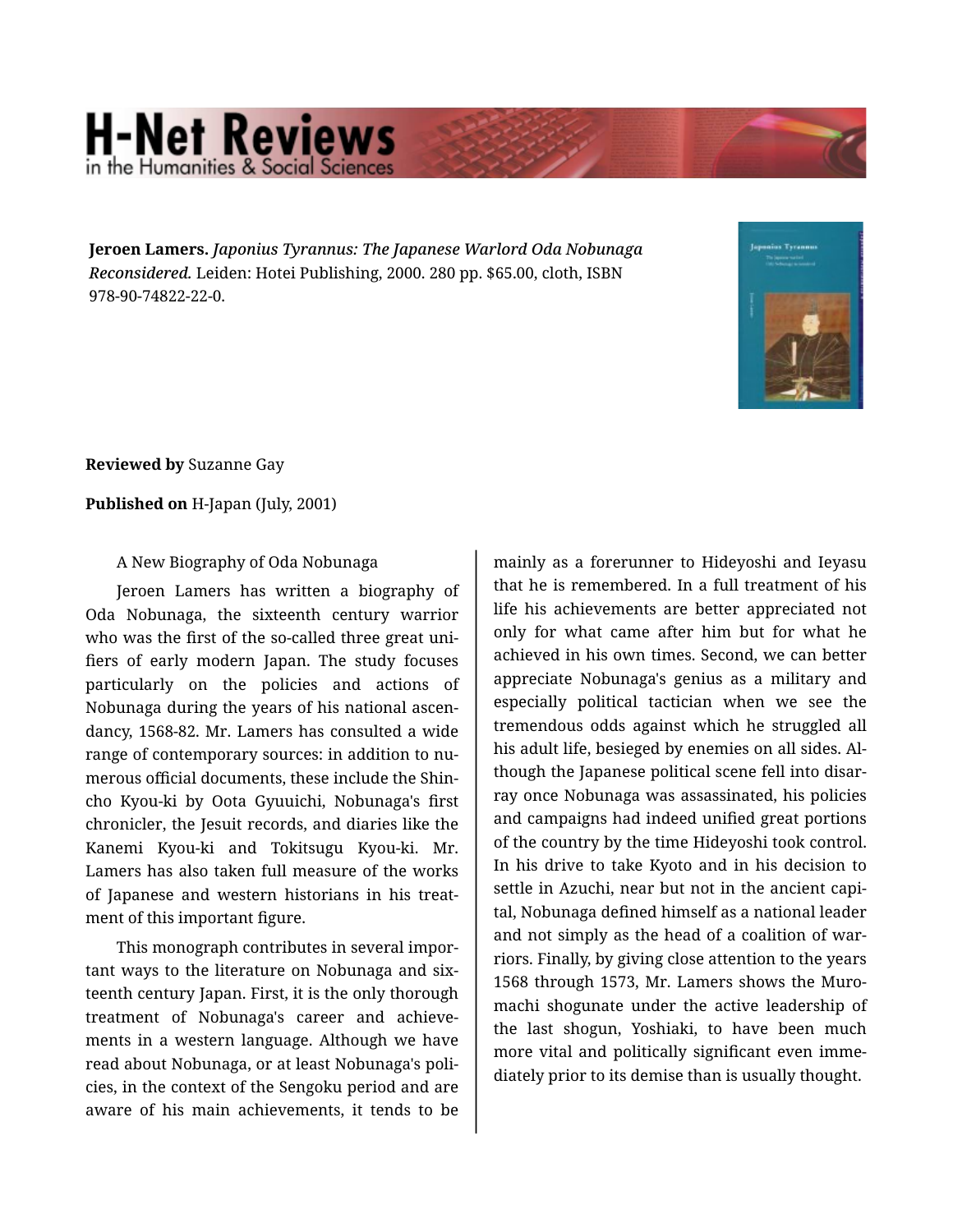**Jeroen Lamers.** *Japonius Tyrannus: The Japanese Warlord Oda Nobunaga Reconsidered.* Leiden: Hotei Publishing, 2000. 280 pp. $65.00, cloth, ISBN 978-90-74822-22-0.

**Reviewed by** Suzanne Gay

**Published on** H-Japan (July, 2001)

A New Biography of Oda Nobunaga

Jeroen Lamers has written a biography of Oda Nobunaga, the sixteenth century warrior who was the first of the so-called three great unifiers of early modern Japan. The study focuses particularly on the policies and actions of Nobunaga during the years of his national ascendancy, 1568-82. Mr. Lamers has consulted a wide range of contemporary sources: in addition to numerous official documents, these include the Shincho Kyou-ki by Oota Gyuuichi, Nobunaga's first chronicler, the Jesuit records, and diaries like the Kanemi Kyou-ki and Tokitsugu Kyou-ki. Mr. Lamers has also taken full measure of the works of Japanese and western historians in his treatment of this important figure.

This monograph contributes in several important ways to the literature on Nobunaga and sixteenth century Japan. First, it is the only thorough treatment of Nobunaga's career and achievements in a western language. Although we have read about Nobunaga, or at least Nobunaga's policies, in the context of the Sengoku period and are aware of his main achievements, it tends to be mainly as a forerunner to Hideyoshi and Ieyasu that he is remembered. In a full treatment of his life his achievements are better appreciated not only for what came after him but for what he achieved in his own times. Second, we can better appreciate Nobunaga's genius as a military and especially political tactician when we see the tremendous odds against which he struggled all his adult life, besieged by enemies on all sides. Although the Japanese political scene fell into disarray once Nobunaga was assassinated, his policies and campaigns had indeed unified great portions of the country by the time Hideyoshi took control. In his drive to take Kyoto and in his decision to settle in Azuchi, near but not in the ancient capital, Nobunaga defined himself as a national leader and not simply as the head of a coalition of warriors. Finally, by giving close attention to the years 1568 through 1573, Mr. Lamers shows the Muromachi shogunate under the active leadership of the last shogun, Yoshiaki, to have been much more vital and politically significant even immediately prior to its demise than is usually thought.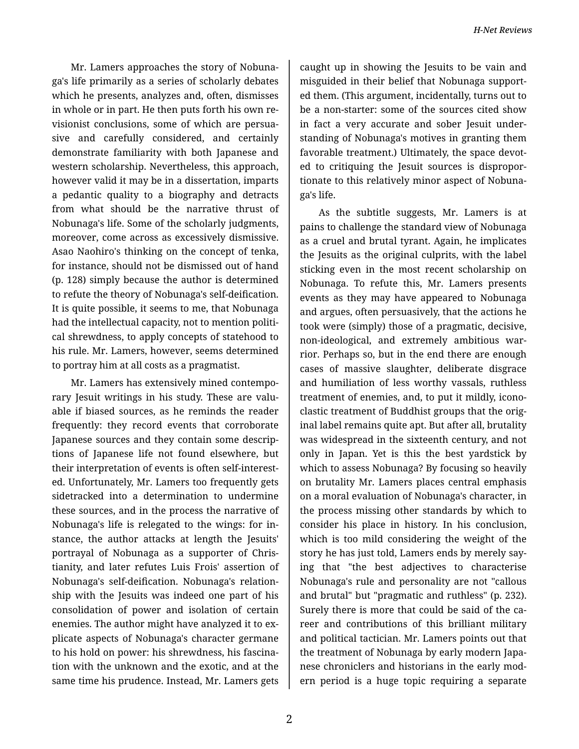Mr. Lamers approaches the story of Nobunaga's life primarily as a series of scholarly debates which he presents, analyzes and, often, dismisses in whole or in part. He then puts forth his own revisionist conclusions, some of which are persuasive and carefully considered, and certainly demonstrate familiarity with both Japanese and western scholarship. Nevertheless, this approach, however valid it may be in a dissertation, imparts a pedantic quality to a biography and detracts from what should be the narrative thrust of Nobunaga's life. Some of the scholarly judgments, moreover, come across as excessively dismissive. Asao Naohiro's thinking on the concept of tenka, for instance, should not be dismissed out of hand (p. 128) simply because the author is determined to refute the theory of Nobunaga's self-deification. It is quite possible, it seems to me, that Nobunaga had the intellectual capacity, not to mention political shrewdness, to apply concepts of statehood to his rule. Mr. Lamers, however, seems determined to portray him at all costs as a pragmatist.

Mr. Lamers has extensively mined contemporary Jesuit writings in his study. These are valuable if biased sources, as he reminds the reader frequently: they record events that corroborate Japanese sources and they contain some descriptions of Japanese life not found elsewhere, but their interpretation of events is often self-interested. Unfortunately, Mr. Lamers too frequently gets sidetracked into a determination to undermine these sources, and in the process the narrative of Nobunaga's life is relegated to the wings: for instance, the author attacks at length the Jesuits' portrayal of Nobunaga as a supporter of Christianity, and later refutes Luis Frois' assertion of Nobunaga's self-deification. Nobunaga's relationship with the Jesuits was indeed one part of his consolidation of power and isolation of certain enemies. The author might have analyzed it to explicate aspects of Nobunaga's character germane to his hold on power: his shrewdness, his fascination with the unknown and the exotic, and at the same time his prudence. Instead, Mr. Lamers gets caught up in showing the Jesuits to be vain and misguided in their belief that Nobunaga supported them. (This argument, incidentally, turns out to be a non-starter: some of the sources cited show in fact a very accurate and sober Jesuit understanding of Nobunaga's motives in granting them favorable treatment.) Ultimately, the space devoted to critiquing the Jesuit sources is disproportionate to this relatively minor aspect of Nobunaga's life.

As the subtitle suggests, Mr. Lamers is at pains to challenge the standard view of Nobunaga as a cruel and brutal tyrant. Again, he implicates the Jesuits as the original culprits, with the label sticking even in the most recent scholarship on Nobunaga. To refute this, Mr. Lamers presents events as they may have appeared to Nobunaga and argues, often persuasively, that the actions he took were (simply) those of a pragmatic, decisive, non-ideological, and extremely ambitious warrior. Perhaps so, but in the end there are enough cases of massive slaughter, deliberate disgrace and humiliation of less worthy vassals, ruthless treatment of enemies, and, to put it mildly, iconoclastic treatment of Buddhist groups that the original label remains quite apt. But after all, brutality was widespread in the sixteenth century, and not only in Japan. Yet is this the best yardstick by which to assess Nobunaga? By focusing so heavily on brutality Mr. Lamers places central emphasis on a moral evaluation of Nobunaga's character, in the process missing other standards by which to consider his place in history. In his conclusion, which is too mild considering the weight of the story he has just told, Lamers ends by merely saying that "the best adjectives to characterise Nobunaga's rule and personality are not "callous and brutal" but "pragmatic and ruthless" (p. 232). Surely there is more that could be said of the career and contributions of this brilliant military and political tactician. Mr. Lamers points out that the treatment of Nobunaga by early modern Japanese chroniclers and historians in the early modern period is a huge topic requiring a separate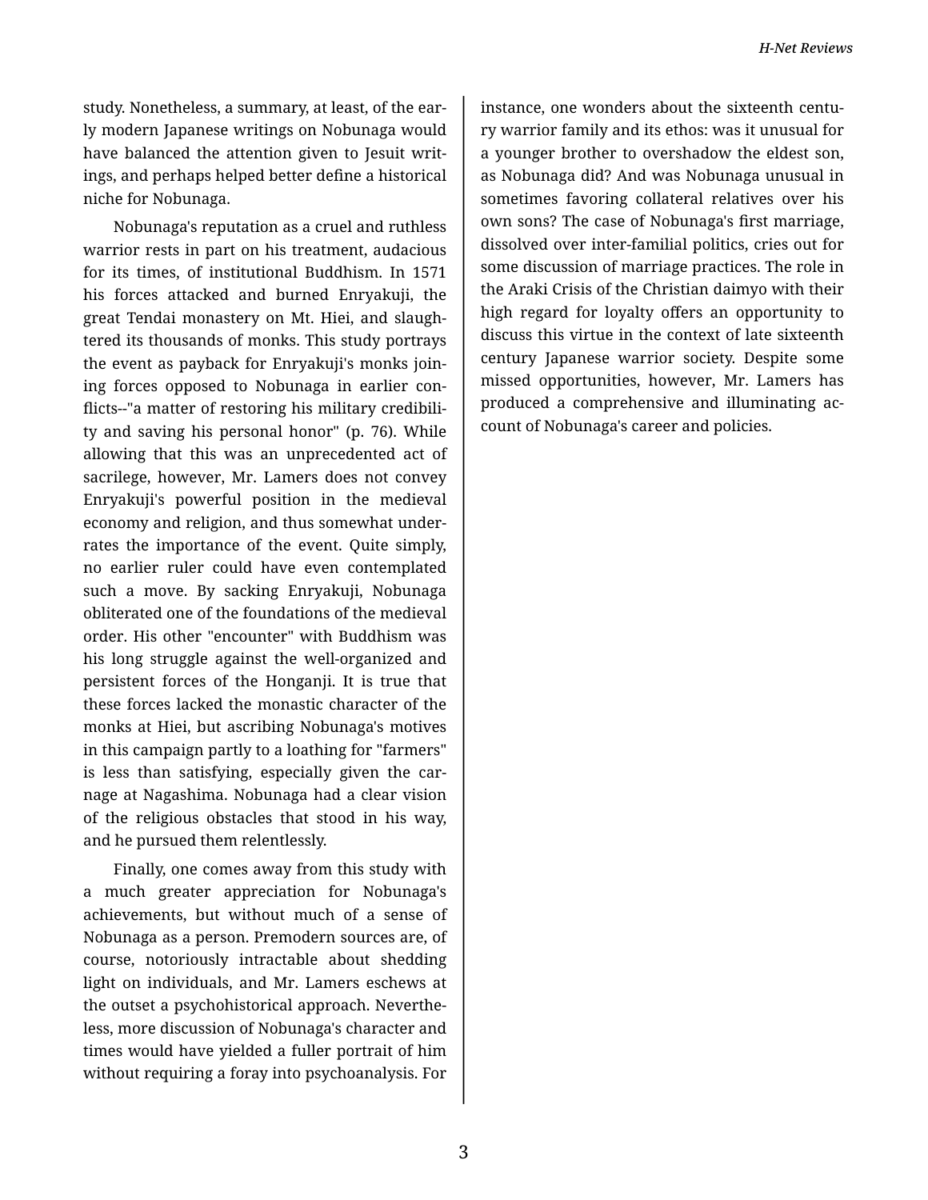study. Nonetheless, a summary, at least, of the early modern Japanese writings on Nobunaga would have balanced the attention given to Jesuit writings, and perhaps helped better define a historical niche for Nobunaga.

Nobunaga's reputation as a cruel and ruthless warrior rests in part on his treatment, audacious for its times, of institutional Buddhism. In 1571 his forces attacked and burned Enryakuji, the great Tendai monastery on Mt. Hiei, and slaughtered its thousands of monks. This study portrays the event as payback for Enryakuji's monks joining forces opposed to Nobunaga in earlier conflicts--"a matter of restoring his military credibility and saving his personal honor" (p. 76). While allowing that this was an unprecedented act of sacrilege, however, Mr. Lamers does not convey Enryakuji's powerful position in the medieval economy and religion, and thus somewhat underrates the importance of the event. Quite simply, no earlier ruler could have even contemplated such a move. By sacking Enryakuji, Nobunaga obliterated one of the foundations of the medieval order. His other "encounter" with Buddhism was his long struggle against the well-organized and persistent forces of the Honganji. It is true that these forces lacked the monastic character of the monks at Hiei, but ascribing Nobunaga's motives in this campaign partly to a loathing for "farmers" is less than satisfying, especially given the carnage at Nagashima. Nobunaga had a clear vision of the religious obstacles that stood in his way, and he pursued them relentlessly.

Finally, one comes away from this study with a much greater appreciation for Nobunaga's achievements, but without much of a sense of Nobunaga as a person. Premodern sources are, of course, notoriously intractable about shedding light on individuals, and Mr. Lamers eschews at the outset a psychohistorical approach. Nevertheless, more discussion of Nobunaga's character and times would have yielded a fuller portrait of him without requiring a foray into psychoanalysis. For instance, one wonders about the sixteenth century warrior family and its ethos: was it unusual for a younger brother to overshadow the eldest son, as Nobunaga did? And was Nobunaga unusual in sometimes favoring collateral relatives over his own sons? The case of Nobunaga's first marriage, dissolved over inter-familial politics, cries out for some discussion of marriage practices. The role in the Araki Crisis of the Christian daimyo with their high regard for loyalty offers an opportunity to discuss this virtue in the context of late sixteenth century Japanese warrior society. Despite some missed opportunities, however, Mr. Lamers has produced a comprehensive and illuminating account of Nobunaga's career and policies.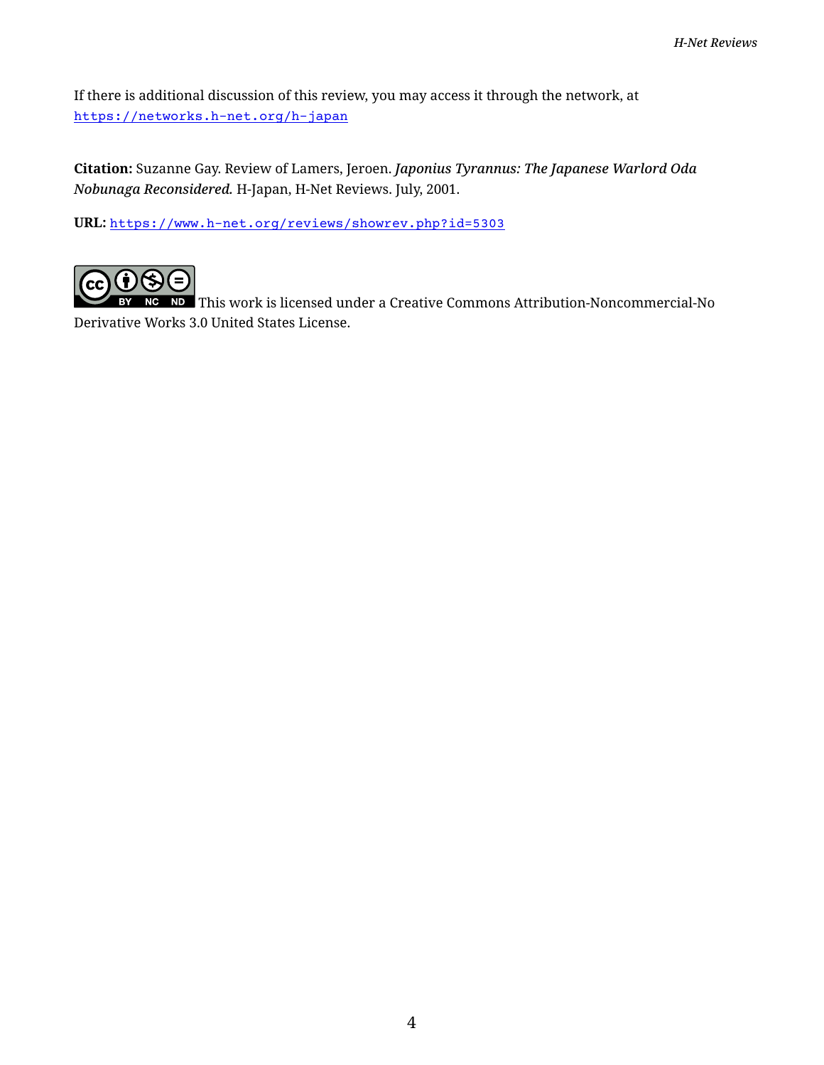If there is additional discussion of this review, you may access it through the network, at https://networks.h-net.org/h-japan

**Citation:** Suzanne Gay. Review of Lamers, Jeroen. *Japonius Tyrannus: The Japanese Warlord Oda Nobunaga Reconsidered.* H-Japan, H-Net Reviews. July, 2001.

**URL:** https://www.h-net.org/reviews/showrev.php?id=5303

This work is licensed under a Creative Commons Attribution-Noncommercial-No Derivative Works 3.0 United States License.